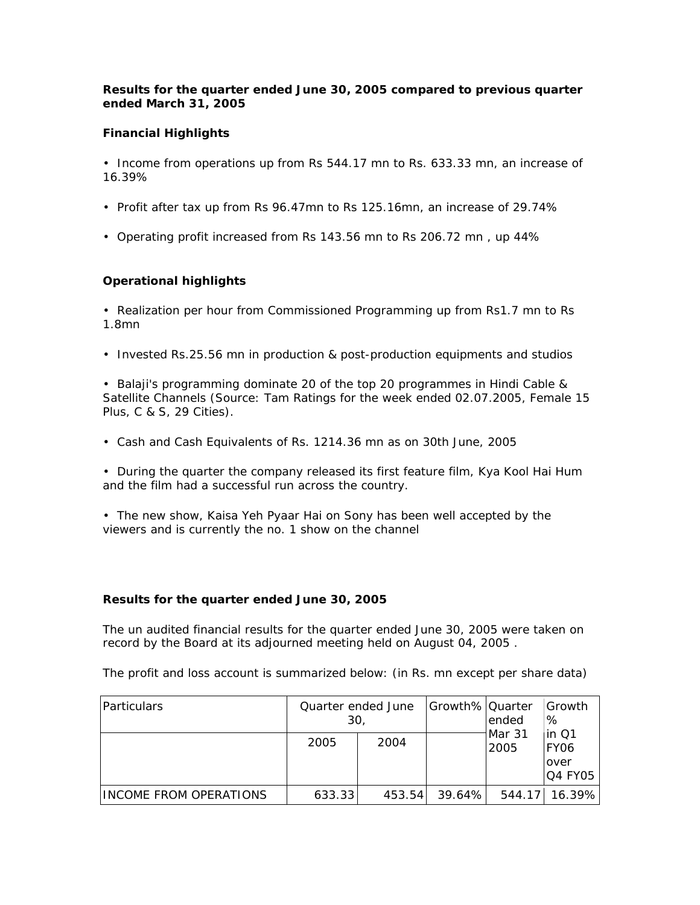**Results for the quarter ended June 30, 2005 compared to previous quarter ended March 31, 2005**

**Financial Highlights**

- Income from operations up from Rs 544.17 mn to Rs. 633.33 mn, an increase of 16.39%

- Profit after tax up from Rs 96.47mn to Rs 125.16mn, an increase of 29.74%

- Operating profit increased from Rs 143.56 mn to Rs 206.72 mn , up 44%

**Operational highlights**

- Realization per hour from Commissioned Programming up from Rs1.7 mn to Rs 1.8mn

- Invested Rs.25.56 mn in production & post-production equipments and studios

- Balaji's programming dominate 20 of the top 20 programmes in Hindi Cable & Satellite Channels (Source: Tam Ratings for the week ended 02.07.2005, Female 15 Plus, C & S, 29 Cities).

- Cash and Cash Equivalents of Rs. 1214.36 mn as on 30th June, 2005

- During the quarter the company released its first feature film, Kya Kool Hai Hum and the film had a successful run across the country.

- The new show, Kaisa Yeh Pyaar Hai on Sony has been well accepted by the viewers and is currently the no. 1 show on the channel

**Results for the quarter ended June 30, 2005**

The un audited financial results for the quarter ended June 30, 2005 were taken on record by the Board at its adjourned meeting held on August 04, 2005 .

The profit and loss account is summarized below: (in Rs. mn except per share data)

| Particulars | Quarter ended June 30, | | Growth% | Quarter ended Mar 31 2005 | Growth % in Q1 FY06 over Q4 FY05 |
|---|---|---|---|---|---|
| | 2005 | 2004 | | | |
| INCOME FROM OPERATIONS | 633.33 | 453.54 | 39.64% | 544.17 | 16.39% |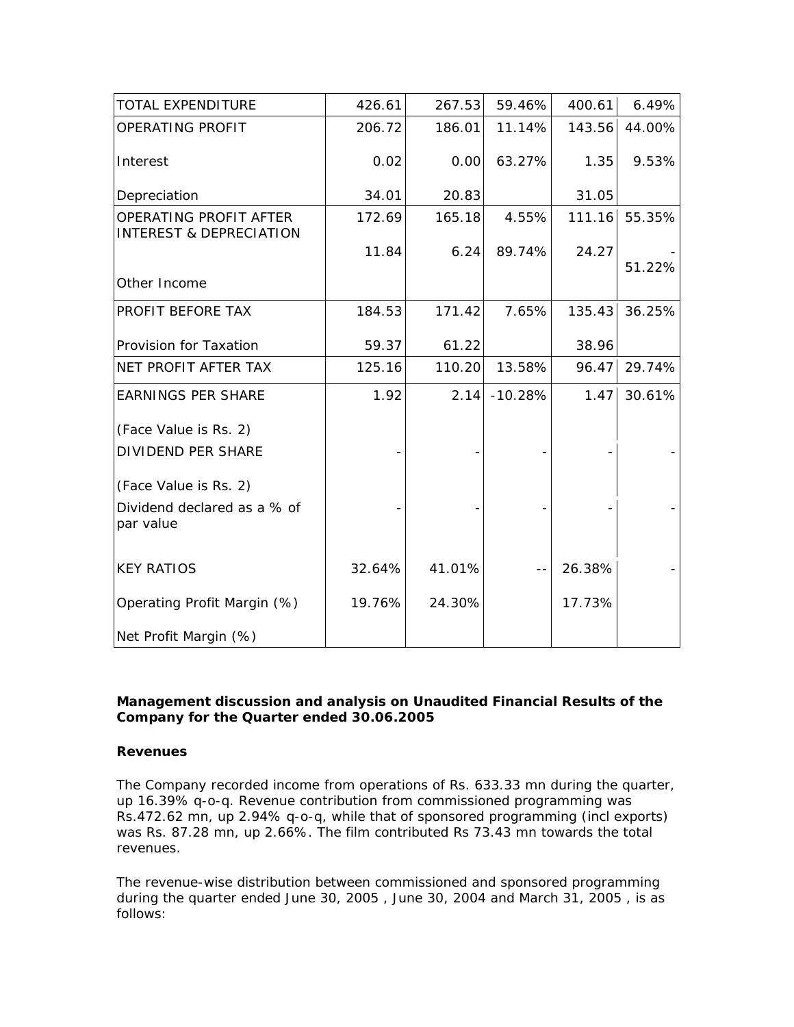| TOTAL EXPENDITURE | 426.61 | 267.53 | 59.46% | 400.61 | 6.49% |
|---|---|---|---|---|---|
| OPERATING PROFIT | 206.72 | 186.01 | 11.14% | 143.56 | 44.00% |
| Interest | 0.02 | 0.00 | 63.27% | 1.35 | 9.53% |
| Depreciation | 34.01 | 20.83 | | 31.05 | |
| OPERATING PROFIT AFTER INTEREST & DEPRECIATION | 172.69 | 165.18 | 4.55% | 111.16 | 55.35% |
| Other Income | 11.84 | 6.24 | 89.74% | 24.27 | -51.22% |
| PROFIT BEFORE TAX | 184.53 | 171.42 | 7.65% | 135.43 | 36.25% |
| Provision for Taxation | 59.37 | 61.22 | | 38.96 | |
| NET PROFIT AFTER TAX | 125.16 | 110.20 | 13.58% | 96.47 | 29.74% |
| EARNINGS PER SHARE | 1.92 | 2.14 | -10.28% | 1.47 | 30.61% |
| (Face Value is Rs. 2) | | | | | |
| DIVIDEND PER SHARE | - | - | - | - | - |
| (Face Value is Rs. 2) | | | | | |
| Dividend declared as a % of par value | - | - | - | - | - |
| KEY RATIOS | 32.64% | 41.01% | -- | 26.38% | - |
| Operating Profit Margin (%) | 19.76% | 24.30% | | 17.73% | |
| Net Profit Margin (%) | | | | | |

**Management discussion and analysis on Unaudited Financial Results of the Company for the Quarter ended 30.06.2005**

**Revenues**

The Company recorded income from operations of Rs. 633.33 mn during the quarter, up 16.39% q-o-q. Revenue contribution from commissioned programming was Rs.472.62 mn, up 2.94% q-o-q, while that of sponsored programming (incl exports) was Rs. 87.28 mn, up 2.66%. The film contributed Rs 73.43 mn towards the total revenues.

The revenue-wise distribution between commissioned and sponsored programming during the quarter ended June 30, 2005 , June 30, 2004 and March 31, 2005 , is as follows: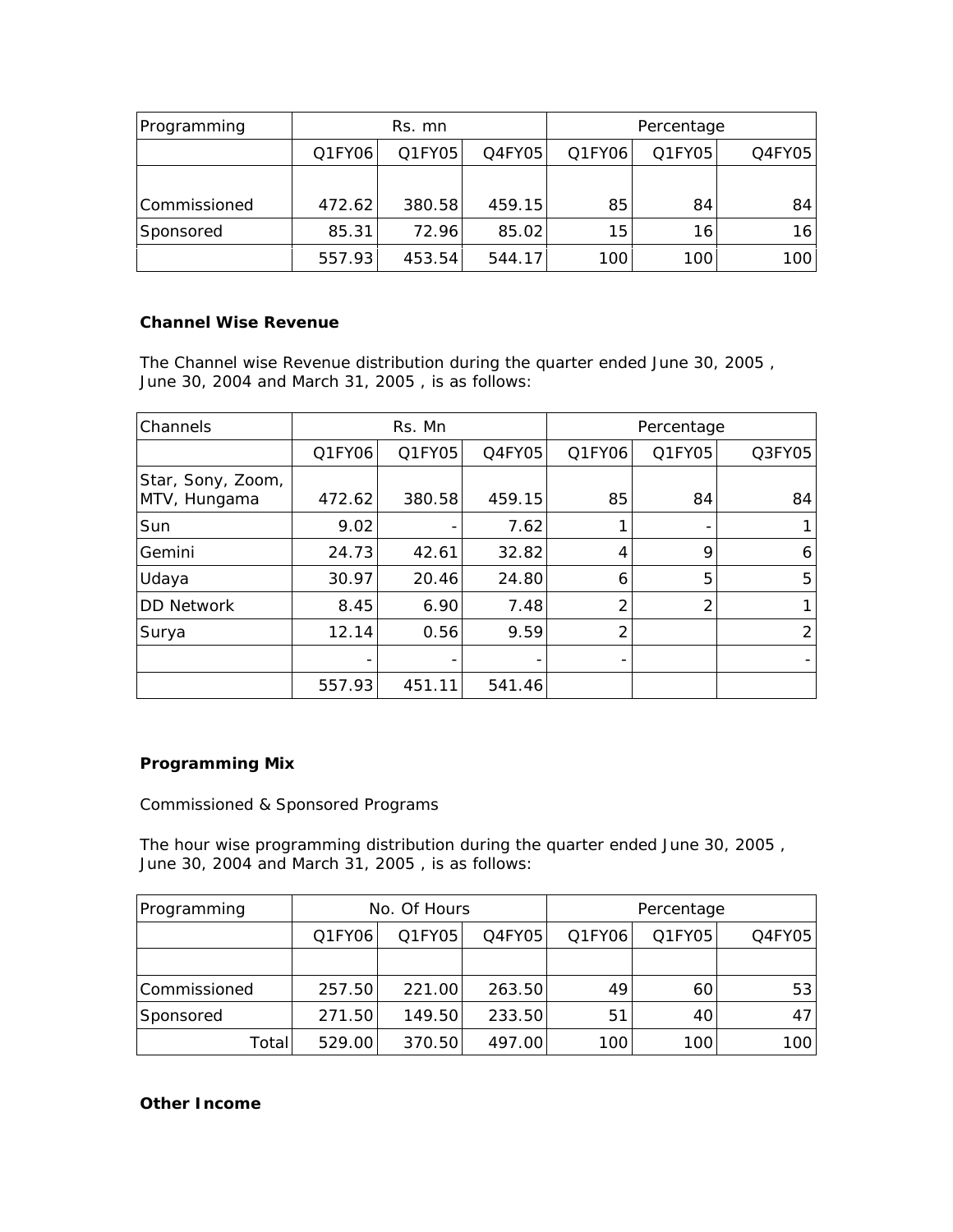| Programming | Rs. mn | | | Percentage | | |
|---|---|---|---|---|---|---|
| | Q1FY06 | Q1FY05 | Q4FY05 | Q1FY06 | Q1FY05 | Q4FY05 |
| | | | | | | |
| Commissioned | 472.62 | 380.58 | 459.15 | 85 | 84 | 84 |
| Sponsored | 85.31 | 72.96 | 85.02 | 15 | 16 | 16 |
| | 557.93 | 453.54 | 544.17 | 100 | 100 | 100 |

**Channel Wise Revenue**

The Channel wise Revenue distribution during the quarter ended June 30, 2005 , June 30, 2004 and March 31, 2005 , is as follows:

| Channels | Rs. Mn | | | Percentage | | |
|---|---|---|---|---|---|---|
| | Q1FY06 | Q1FY05 | Q4FY05 | Q1FY06 | Q1FY05 | Q3FY05 |
| Star, Sony, Zoom, MTV, Hungama | 472.62 | 380.58 | 459.15 | 85 | 84 | 84 |
| Sun | 9.02 | - | 7.62 | 1 | - | 1 |
| Gemini | 24.73 | 42.61 | 32.82 | 4 | 9 | 6 |
| Udaya | 30.97 | 20.46 | 24.80 | 6 | 5 | 5 |
| DD Network | 8.45 | 6.90 | 7.48 | 2 | 2 | 1 |
| Surya | 12.14 | 0.56 | 9.59 | 2 | | 2 |
| | - | - | - | - | | - |
| | 557.93 | 451.11 | 541.46 | | | |

**Programming Mix**

Commissioned & Sponsored Programs

The hour wise programming distribution during the quarter ended June 30, 2005 , June 30, 2004 and March 31, 2005 , is as follows:

| Programming | No. Of Hours | | | Percentage | | |
|---|---|---|---|---|---|---|
| | Q1FY06 | Q1FY05 | Q4FY05 | Q1FY06 | Q1FY05 | Q4FY05 |
| | | | | | | |
| Commissioned | 257.50 | 221.00 | 263.50 | 49 | 60 | 53 |
| Sponsored | 271.50 | 149.50 | 233.50 | 51 | 40 | 47 |
| Total | 529.00 | 370.50 | 497.00 | 100 | 100 | 100 |

**Other Income**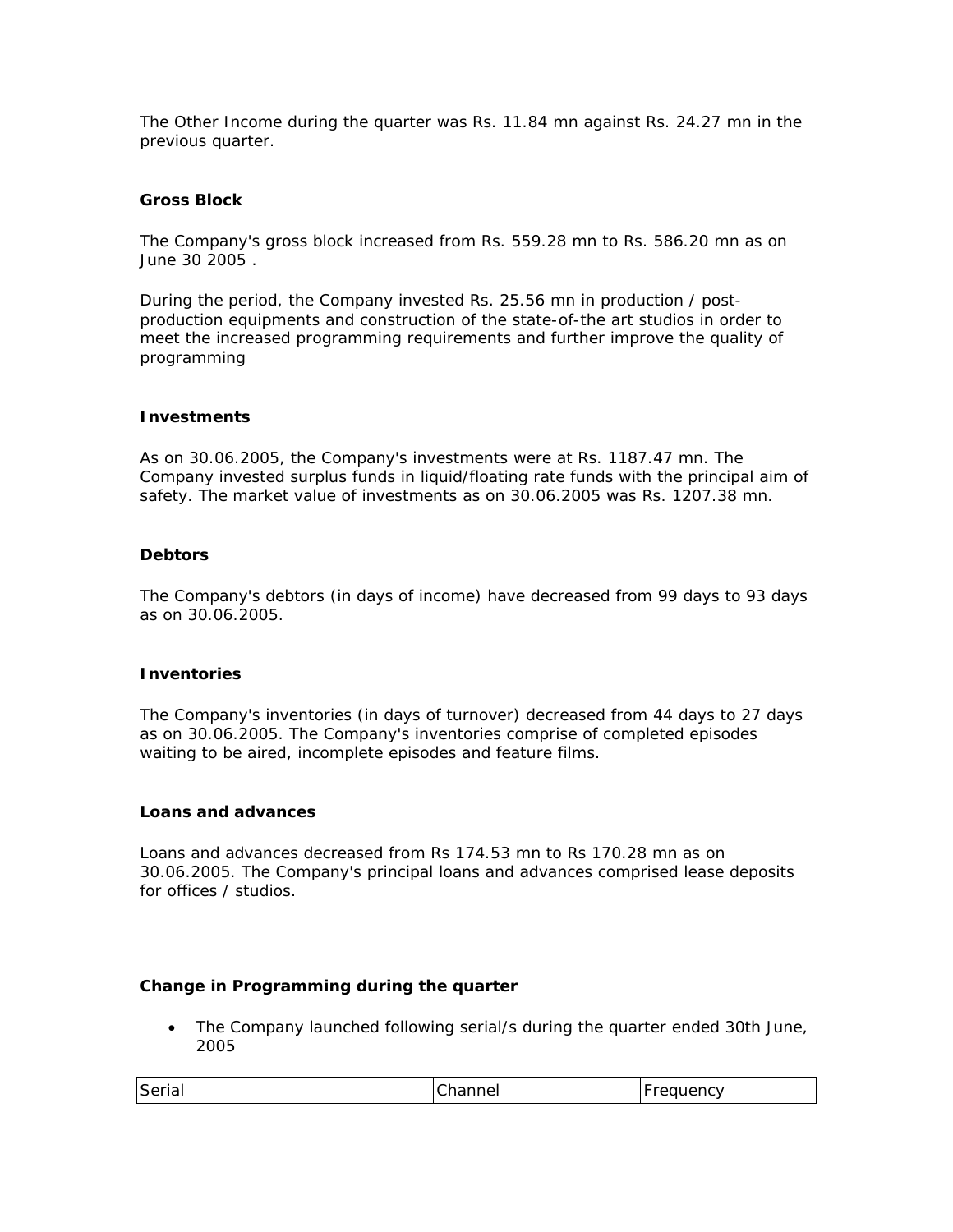The Other Income during the quarter was Rs. 11.84 mn against Rs. 24.27 mn in the previous quarter.

**Gross Block**

The Company's gross block increased from Rs. 559.28 mn to Rs. 586.20 mn as on June 30 2005 .

During the period, the Company invested Rs. 25.56 mn in production / post-production equipments and construction of the state-of-the art studios in order to meet the increased programming requirements and further improve the quality of programming

**Investments**

As on 30.06.2005, the Company's investments were at Rs. 1187.47 mn. The Company invested surplus funds in liquid/floating rate funds with the principal aim of safety. The market value of investments as on 30.06.2005 was Rs. 1207.38 mn.

**Debtors**

The Company's debtors (in days of income) have decreased from 99 days to 93 days as on 30.06.2005.

**Inventories**

The Company's inventories (in days of turnover) decreased from 44 days to 27 days as on 30.06.2005. The Company's inventories comprise of completed episodes waiting to be aired, incomplete episodes and feature films.

**Loans and advances**

Loans and advances decreased from Rs 174.53 mn to Rs 170.28 mn as on 30.06.2005. The Company's principal loans and advances comprised lease deposits for offices / studios.

**Change in Programming during the quarter**

- The Company launched following serial/s during the quarter ended 30th June, 2005

| Serial | Channel | Frequency |
|---|---|---|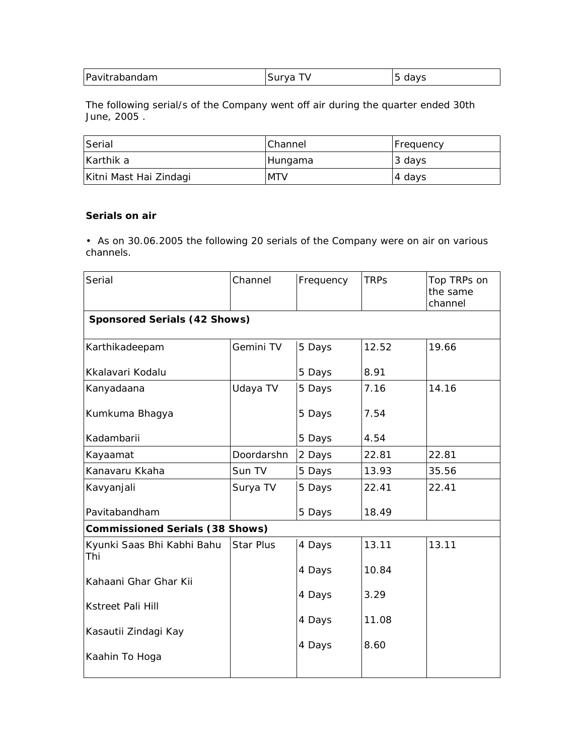| Pavitrabandam | Surya TV | 5 days |
|---|---|---|

The following serial/s of the Company went off air during the quarter ended 30th June, 2005 .

| Serial | Channel | Frequency |
|---|---|---|
| Karthik a | Hungama | 3 days |
| Kitni Mast Hai Zindagi | MTV | 4 days |

**Serials on air**

- As on 30.06.2005 the following 20 serials of the Company were on air on various channels.

| Serial | Channel | Frequency | TRPs | Top TRPs on the same channel |
|---|---|---|---|---|
| **Sponsored Serials (42 Shows)** | | | | |
| Karthikadeepam | Gemini TV | 5 Days | 12.52 | 19.66 |
| Kkalavari Kodalu | | 5 Days | 8.91 | |
| Kanyadaana | Udaya TV | 5 Days | 7.16 | 14.16 |
| Kumkuma Bhagya | | 5 Days | 7.54 | |
| Kadambarii | | 5 Days | 4.54 | |
| Kayaamat | Doordarshn | 2 Days | 22.81 | 22.81 |
| Kanavaru Kkaha | Sun TV | 5 Days | 13.93 | 35.56 |
| Kavyanjali | Surya TV | 5 Days | 22.41 | 22.41 |
| Pavitabandham | | 5 Days | 18.49 | |
| **Commissioned Serials (38 Shows)** | | | | |
| Kyunki Saas Bhi Kabhi Bahu Thi | Star Plus | 4 Days | 13.11 | 13.11 |
| Kahaani Ghar Ghar Kii | | 4 Days | 10.84 | |
| Kstreet Pali Hill | | 4 Days | 3.29 | |
| Kasautii Zindagi Kay | | 4 Days | 11.08 | |
| Kaahin To Hoga | | 4 Days | 8.60 | |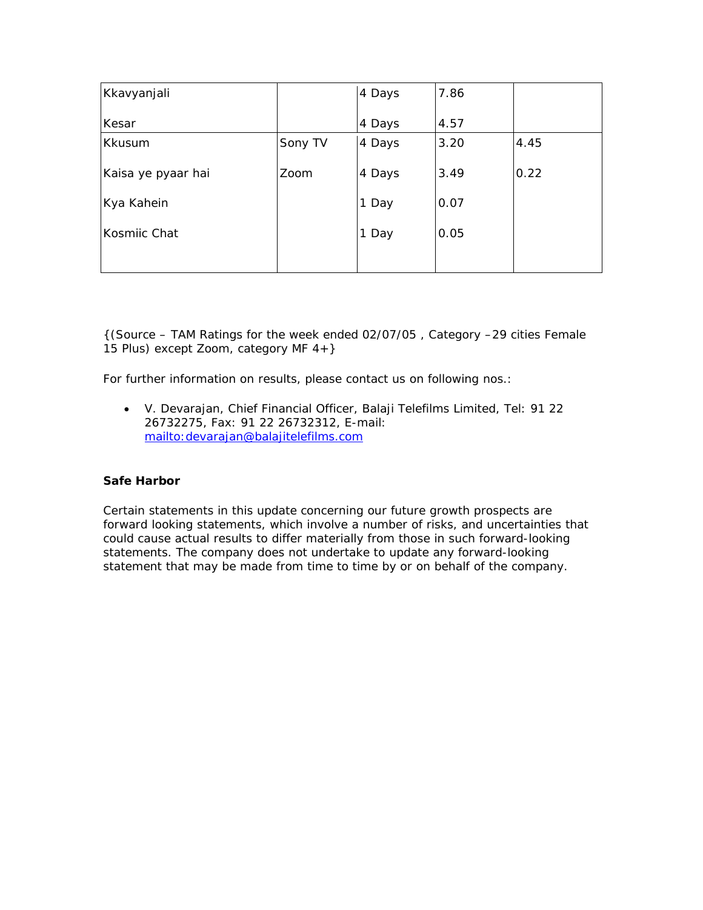| | | | | |
|---|---|---|---|---|
| Kkavyanjali | | 4 Days | 7.86 | |
| Kesar | | 4 Days | 4.57 | |
| Kkusum | Sony TV | 4 Days | 3.20 | 4.45 |
| Kaisa ye pyaar hai | Zoom | 4 Days | 3.49 | 0.22 |
| Kya Kahein | | 1 Day | 0.07 | |
| Kosmiic Chat | | 1 Day | 0.05 | |

{(Source – TAM Ratings for the week ended 02/07/05 , Category –29 cities Female 15 Plus) except Zoom, category MF 4+}

For further information on results, please contact us on following nos.:

- V. Devarajan, Chief Financial Officer, Balaji Telefilms Limited, Tel: 91 22 26732275, Fax: 91 22 26732312, E-mail: mailto:devarajan@balajitelefilms.com

**Safe Harbor**

Certain statements in this update concerning our future growth prospects are forward looking statements, which involve a number of risks, and uncertainties that could cause actual results to differ materially from those in such forward-looking statements. The company does not undertake to update any forward-looking statement that may be made from time to time by or on behalf of the company.